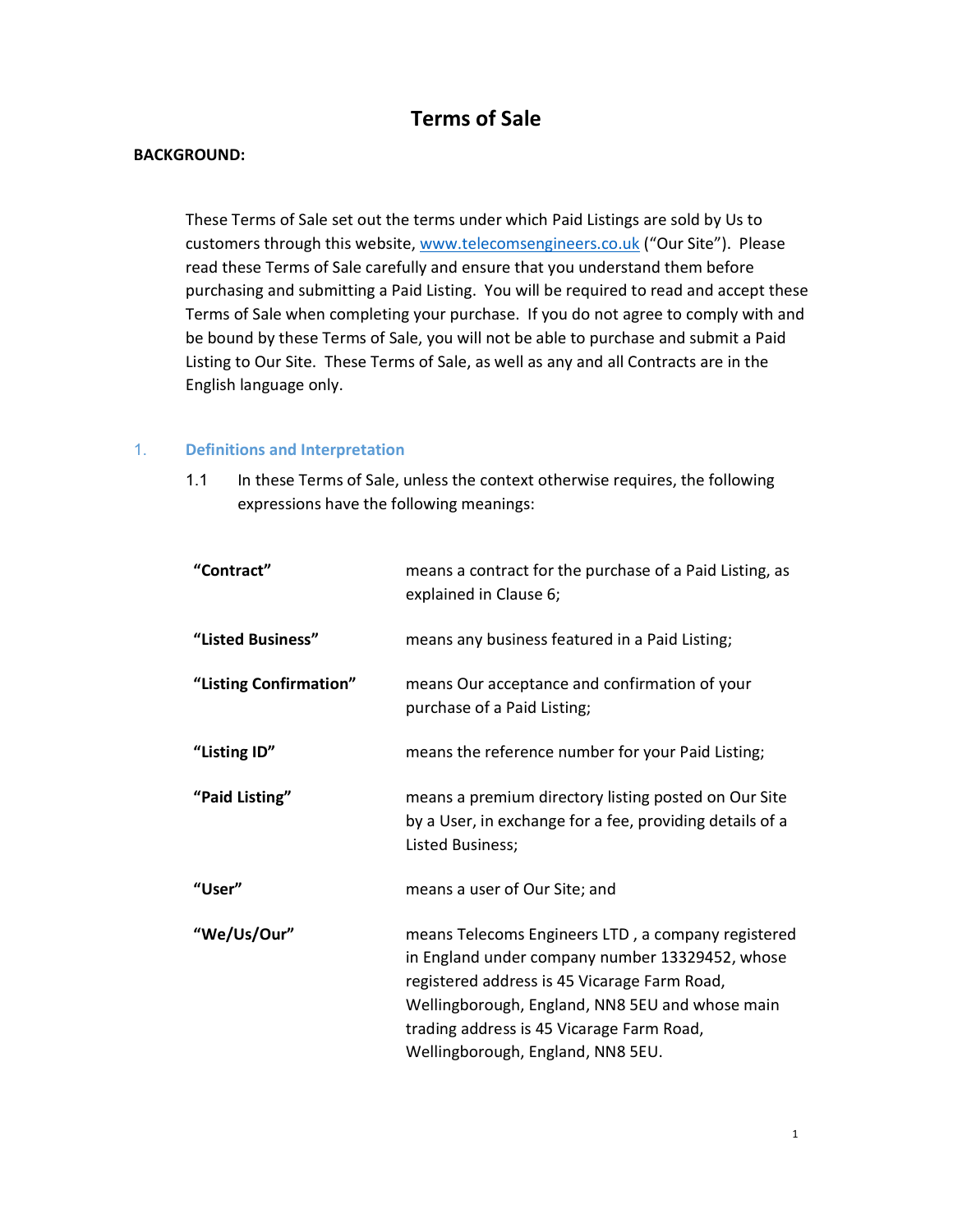# Terms of Sale

**BACKGROUND:**

These Terms of Sale set out the terms under which Paid Listings are sold by Us to customers through this website, www.telecomsengineers.co.uk ("Our Site"). Please read these Terms of Sale carefully and ensure that you understand them before purchasing and submitting a Paid Listing. You will be required to read and accept these Terms of Sale when completing your purchase. If you do not agree to comply with and be bound by these Terms of Sale, you will not be able to purchase and submit a Paid Listing to Our Site. These Terms of Sale, as well as any and all Contracts are in the English language only.

## 1. Definitions and Interpretation

1.1 In these Terms of Sale, unless the context otherwise requires, the following expressions have the following meanings:

| | |
|---|---|
| **"Contract"** | means a contract for the purchase of a Paid Listing, as explained in Clause 6; |
| **"Listed Business"** | means any business featured in a Paid Listing; |
| **"Listing Confirmation"** | means Our acceptance and confirmation of your purchase of a Paid Listing; |
| **"Listing ID"** | means the reference number for your Paid Listing; |
| **"Paid Listing"** | means a premium directory listing posted on Our Site by a User, in exchange for a fee, providing details of a Listed Business; |
| **"User"** | means a user of Our Site; and |
| **"We/Us/Our"** | means Telecoms Engineers LTD , a company registered in England under company number 13329452, whose registered address is 45 Vicarage Farm Road, Wellingborough, England, NN8 5EU and whose main trading address is 45 Vicarage Farm Road, Wellingborough, England, NN8 5EU. |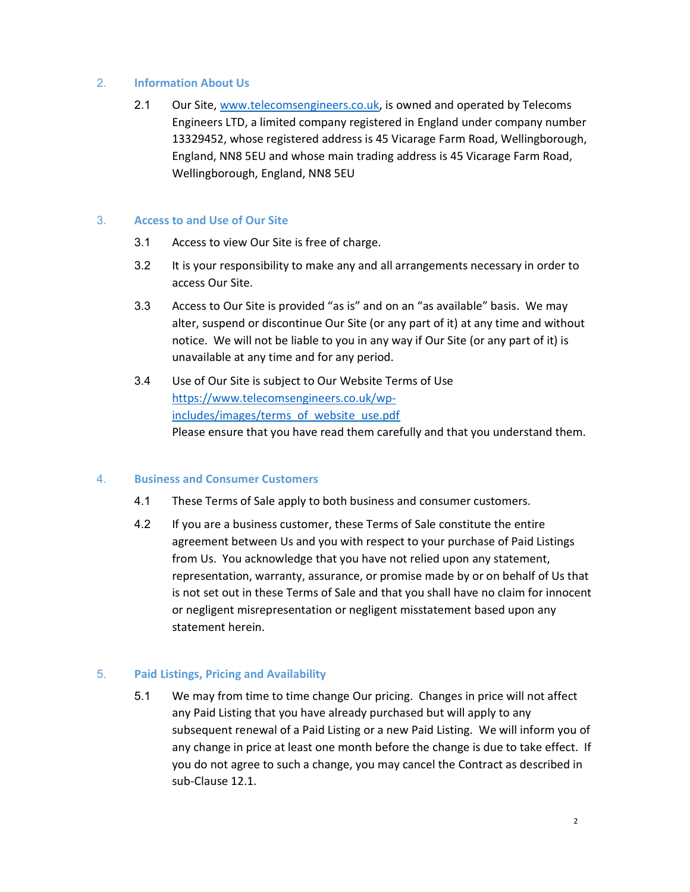## 2. Information About Us

2.1 Our Site, [www.telecomsengineers.co.uk](http://www.telecomsengineers.co.uk), is owned and operated by Telecoms Engineers LTD, a limited company registered in England under company number 13329452, whose registered address is 45 Vicarage Farm Road, Wellingborough, England, NN8 5EU and whose main trading address is 45 Vicarage Farm Road, Wellingborough, England, NN8 5EU

## 3. Access to and Use of Our Site

3.1 Access to view Our Site is free of charge.

3.2 It is your responsibility to make any and all arrangements necessary in order to access Our Site.

3.3 Access to Our Site is provided "as is" and on an "as available" basis. We may alter, suspend or discontinue Our Site (or any part of it) at any time and without notice. We will not be liable to you in any way if Our Site (or any part of it) is unavailable at any time and for any period.

3.4 Use of Our Site is subject to Our Website Terms of Use [https://www.telecomsengineers.co.uk/wp-includes/images/terms_of_website_use.pdf](https://www.telecomsengineers.co.uk/wp-includes/images/terms_of_website_use.pdf)
Please ensure that you have read them carefully and that you understand them.

## 4. Business and Consumer Customers

4.1 These Terms of Sale apply to both business and consumer customers.

4.2 If you are a business customer, these Terms of Sale constitute the entire agreement between Us and you with respect to your purchase of Paid Listings from Us. You acknowledge that you have not relied upon any statement, representation, warranty, assurance, or promise made by or on behalf of Us that is not set out in these Terms of Sale and that you shall have no claim for innocent or negligent misrepresentation or negligent misstatement based upon any statement herein.

## 5. Paid Listings, Pricing and Availability

5.1 We may from time to time change Our pricing. Changes in price will not affect any Paid Listing that you have already purchased but will apply to any subsequent renewal of a Paid Listing or a new Paid Listing. We will inform you of any change in price at least one month before the change is due to take effect. If you do not agree to such a change, you may cancel the Contract as described in sub-Clause 12.1.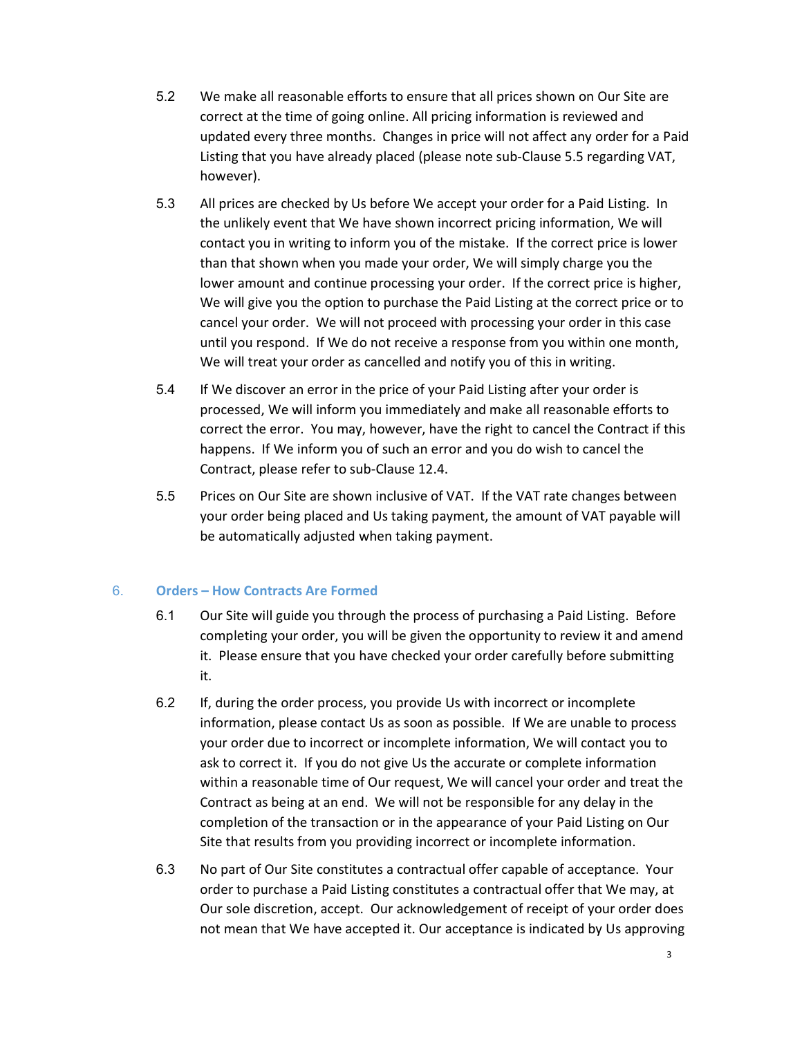5.2 We make all reasonable efforts to ensure that all prices shown on Our Site are correct at the time of going online. All pricing information is reviewed and updated every three months. Changes in price will not affect any order for a Paid Listing that you have already placed (please note sub-Clause 5.5 regarding VAT, however).

5.3 All prices are checked by Us before We accept your order for a Paid Listing. In the unlikely event that We have shown incorrect pricing information, We will contact you in writing to inform you of the mistake. If the correct price is lower than that shown when you made your order, We will simply charge you the lower amount and continue processing your order. If the correct price is higher, We will give you the option to purchase the Paid Listing at the correct price or to cancel your order. We will not proceed with processing your order in this case until you respond. If We do not receive a response from you within one month, We will treat your order as cancelled and notify you of this in writing.

5.4 If We discover an error in the price of your Paid Listing after your order is processed, We will inform you immediately and make all reasonable efforts to correct the error. You may, however, have the right to cancel the Contract if this happens. If We inform you of such an error and you do wish to cancel the Contract, please refer to sub-Clause 12.4.

5.5 Prices on Our Site are shown inclusive of VAT. If the VAT rate changes between your order being placed and Us taking payment, the amount of VAT payable will be automatically adjusted when taking payment.

## 6. Orders – How Contracts Are Formed

6.1 Our Site will guide you through the process of purchasing a Paid Listing. Before completing your order, you will be given the opportunity to review it and amend it. Please ensure that you have checked your order carefully before submitting it.

6.2 If, during the order process, you provide Us with incorrect or incomplete information, please contact Us as soon as possible. If We are unable to process your order due to incorrect or incomplete information, We will contact you to ask to correct it. If you do not give Us the accurate or complete information within a reasonable time of Our request, We will cancel your order and treat the Contract as being at an end. We will not be responsible for any delay in the completion of the transaction or in the appearance of your Paid Listing on Our Site that results from you providing incorrect or incomplete information.

6.3 No part of Our Site constitutes a contractual offer capable of acceptance. Your order to purchase a Paid Listing constitutes a contractual offer that We may, at Our sole discretion, accept. Our acknowledgement of receipt of your order does not mean that We have accepted it. Our acceptance is indicated by Us approving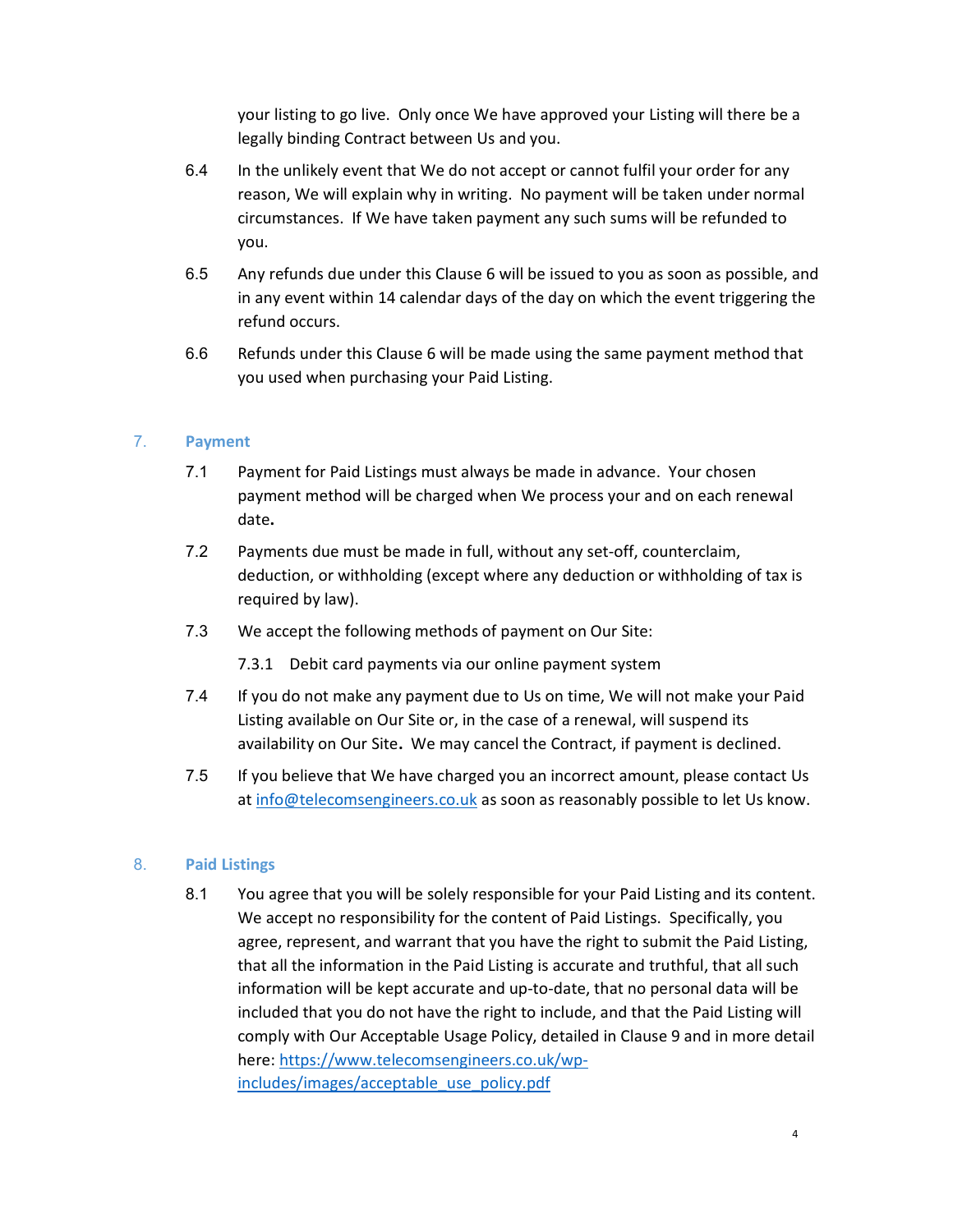your listing to go live. Only once We have approved your Listing will there be a legally binding Contract between Us and you.

6.4 In the unlikely event that We do not accept or cannot fulfil your order for any reason, We will explain why in writing. No payment will be taken under normal circumstances. If We have taken payment any such sums will be refunded to you.

6.5 Any refunds due under this Clause 6 will be issued to you as soon as possible, and in any event within 14 calendar days of the day on which the event triggering the refund occurs.

6.6 Refunds under this Clause 6 will be made using the same payment method that you used when purchasing your Paid Listing.

## 7. Payment

7.1 Payment for Paid Listings must always be made in advance. Your chosen payment method will be charged when We process your and on each renewal date**.**

7.2 Payments due must be made in full, without any set-off, counterclaim, deduction, or withholding (except where any deduction or withholding of tax is required by law).

7.3 We accept the following methods of payment on Our Site:

7.3.1 Debit card payments via our online payment system

7.4 If you do not make any payment due to Us on time, We will not make your Paid Listing available on Our Site or, in the case of a renewal, will suspend its availability on Our Site**.** We may cancel the Contract, if payment is declined.

7.5 If you believe that We have charged you an incorrect amount, please contact Us at info@telecomsengineers.co.uk as soon as reasonably possible to let Us know.

## 8. Paid Listings

8.1 You agree that you will be solely responsible for your Paid Listing and its content. We accept no responsibility for the content of Paid Listings. Specifically, you agree, represent, and warrant that you have the right to submit the Paid Listing, that all the information in the Paid Listing is accurate and truthful, that all such information will be kept accurate and up-to-date, that no personal data will be included that you do not have the right to include, and that the Paid Listing will comply with Our Acceptable Usage Policy, detailed in Clause 9 and in more detail here: https://www.telecomsengineers.co.uk/wp-includes/images/acceptable_use_policy.pdf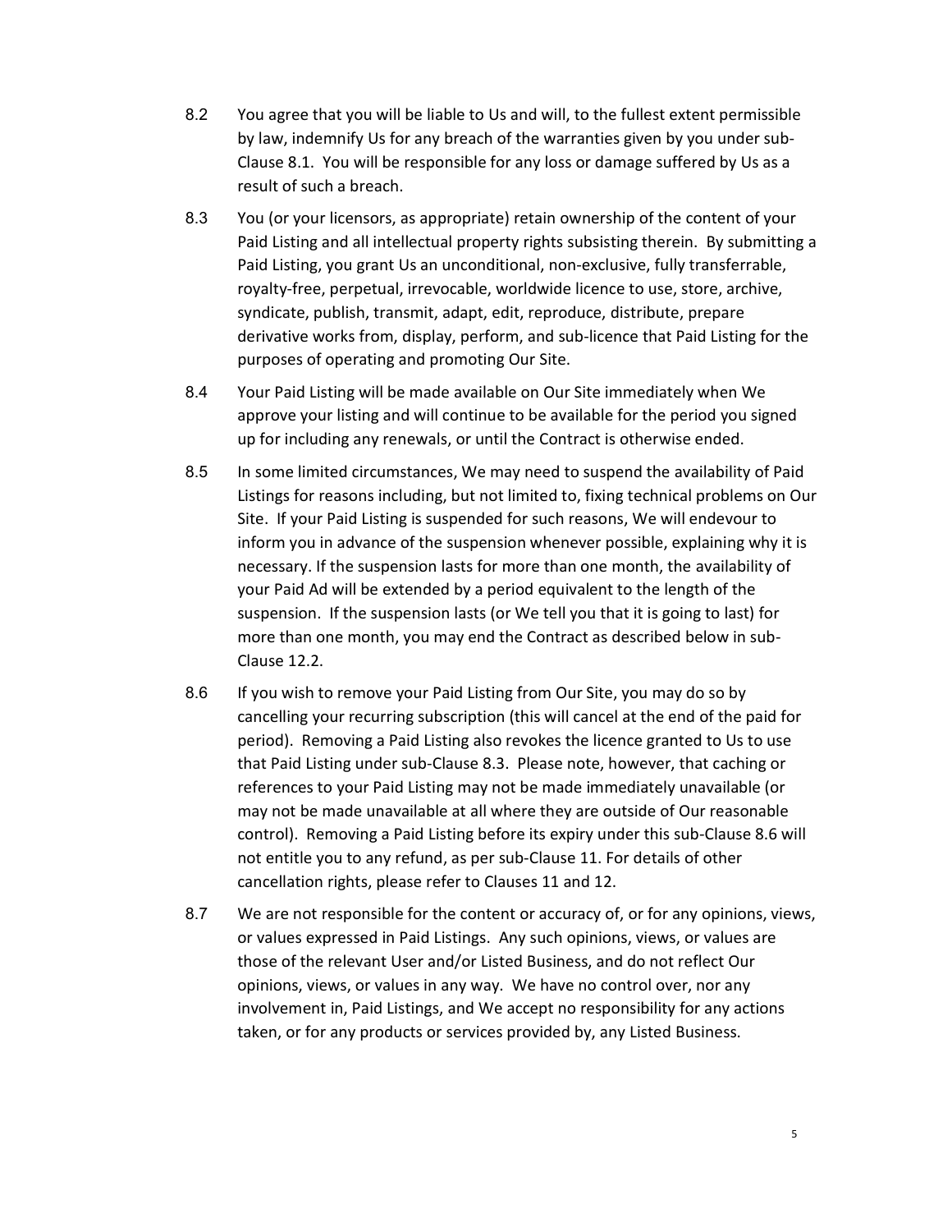8.2 You agree that you will be liable to Us and will, to the fullest extent permissible by law, indemnify Us for any breach of the warranties given by you under sub-Clause 8.1. You will be responsible for any loss or damage suffered by Us as a result of such a breach.

8.3 You (or your licensors, as appropriate) retain ownership of the content of your Paid Listing and all intellectual property rights subsisting therein. By submitting a Paid Listing, you grant Us an unconditional, non-exclusive, fully transferrable, royalty-free, perpetual, irrevocable, worldwide licence to use, store, archive, syndicate, publish, transmit, adapt, edit, reproduce, distribute, prepare derivative works from, display, perform, and sub-licence that Paid Listing for the purposes of operating and promoting Our Site.

8.4 Your Paid Listing will be made available on Our Site immediately when We approve your listing and will continue to be available for the period you signed up for including any renewals, or until the Contract is otherwise ended.

8.5 In some limited circumstances, We may need to suspend the availability of Paid Listings for reasons including, but not limited to, fixing technical problems on Our Site. If your Paid Listing is suspended for such reasons, We will endevour to inform you in advance of the suspension whenever possible, explaining why it is necessary. If the suspension lasts for more than one month, the availability of your Paid Ad will be extended by a period equivalent to the length of the suspension. If the suspension lasts (or We tell you that it is going to last) for more than one month, you may end the Contract as described below in sub-Clause 12.2.

8.6 If you wish to remove your Paid Listing from Our Site, you may do so by cancelling your recurring subscription (this will cancel at the end of the paid for period). Removing a Paid Listing also revokes the licence granted to Us to use that Paid Listing under sub-Clause 8.3. Please note, however, that caching or references to your Paid Listing may not be made immediately unavailable (or may not be made unavailable at all where they are outside of Our reasonable control). Removing a Paid Listing before its expiry under this sub-Clause 8.6 will not entitle you to any refund, as per sub-Clause 11. For details of other cancellation rights, please refer to Clauses 11 and 12.

8.7 We are not responsible for the content or accuracy of, or for any opinions, views, or values expressed in Paid Listings. Any such opinions, views, or values are those of the relevant User and/or Listed Business, and do not reflect Our opinions, views, or values in any way. We have no control over, nor any involvement in, Paid Listings, and We accept no responsibility for any actions taken, or for any products or services provided by, any Listed Business.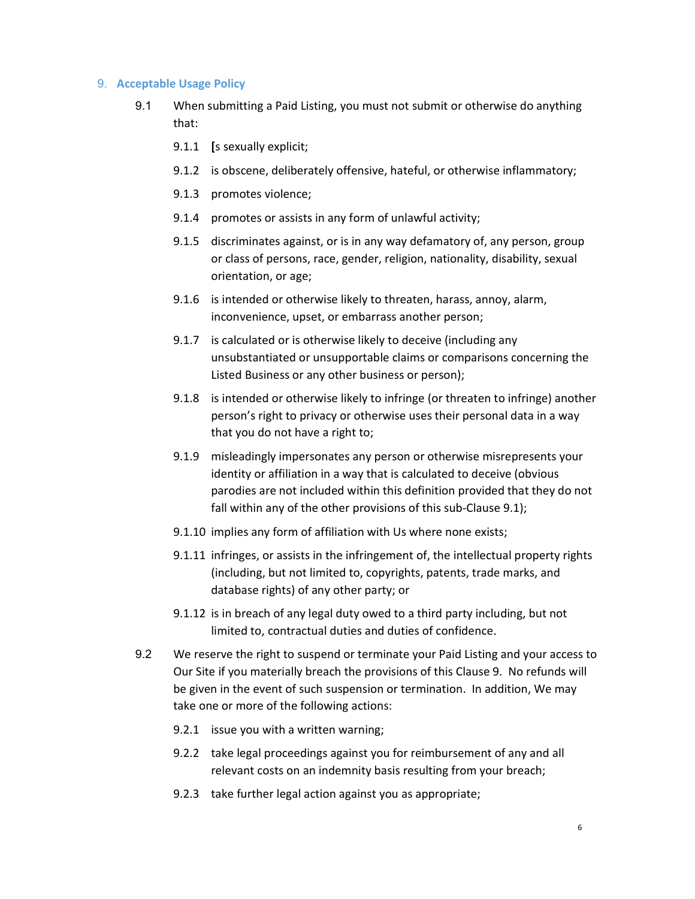## 9. Acceptable Usage Policy

9.1 When submitting a Paid Listing, you must not submit or otherwise do anything that:

9.1.1 [s sexually explicit;

9.1.2 is obscene, deliberately offensive, hateful, or otherwise inflammatory;

9.1.3 promotes violence;

9.1.4 promotes or assists in any form of unlawful activity;

9.1.5 discriminates against, or is in any way defamatory of, any person, group or class of persons, race, gender, religion, nationality, disability, sexual orientation, or age;

9.1.6 is intended or otherwise likely to threaten, harass, annoy, alarm, inconvenience, upset, or embarrass another person;

9.1.7 is calculated or is otherwise likely to deceive (including any unsubstantiated or unsupportable claims or comparisons concerning the Listed Business or any other business or person);

9.1.8 is intended or otherwise likely to infringe (or threaten to infringe) another person's right to privacy or otherwise uses their personal data in a way that you do not have a right to;

9.1.9 misleadingly impersonates any person or otherwise misrepresents your identity or affiliation in a way that is calculated to deceive (obvious parodies are not included within this definition provided that they do not fall within any of the other provisions of this sub-Clause 9.1);

9.1.10 implies any form of affiliation with Us where none exists;

9.1.11 infringes, or assists in the infringement of, the intellectual property rights (including, but not limited to, copyrights, patents, trade marks, and database rights) of any other party; or

9.1.12 is in breach of any legal duty owed to a third party including, but not limited to, contractual duties and duties of confidence.

9.2 We reserve the right to suspend or terminate your Paid Listing and your access to Our Site if you materially breach the provisions of this Clause 9. No refunds will be given in the event of such suspension or termination. In addition, We may take one or more of the following actions:

9.2.1 issue you with a written warning;

9.2.2 take legal proceedings against you for reimbursement of any and all relevant costs on an indemnity basis resulting from your breach;

9.2.3 take further legal action against you as appropriate;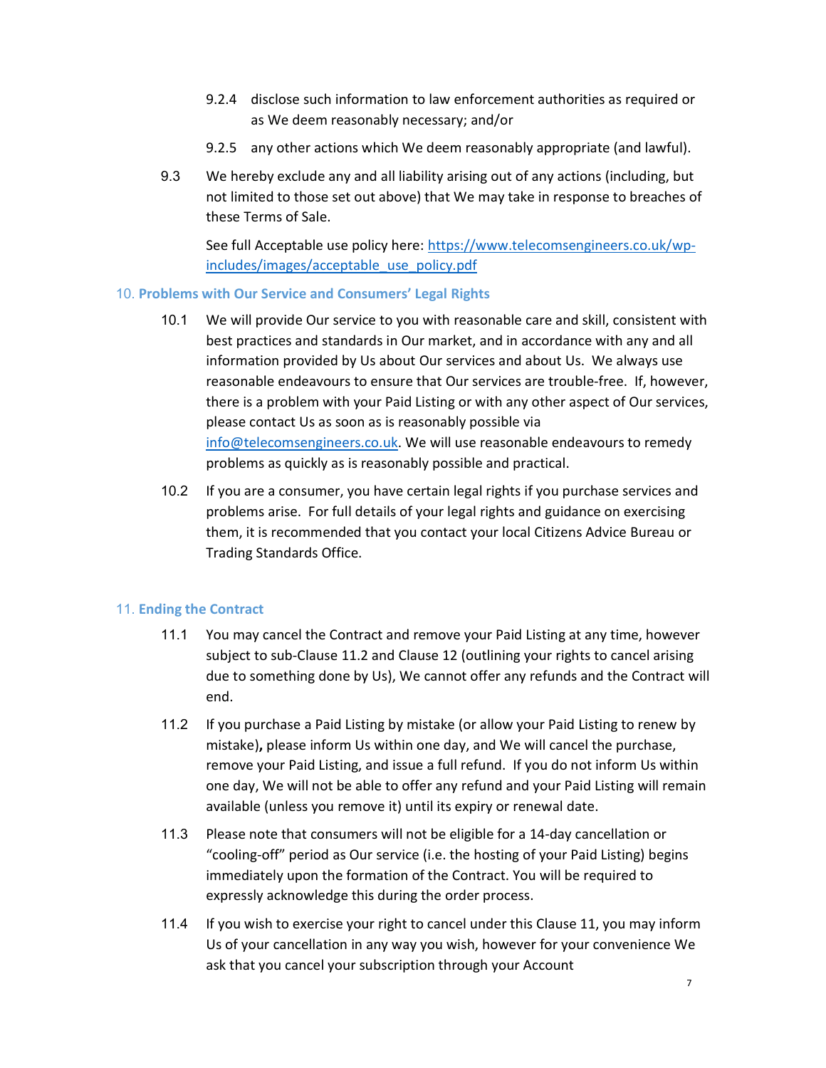9.2.4 disclose such information to law enforcement authorities as required or as We deem reasonably necessary; and/or

9.2.5 any other actions which We deem reasonably appropriate (and lawful).

9.3 We hereby exclude any and all liability arising out of any actions (including, but not limited to those set out above) that We may take in response to breaches of these Terms of Sale.

See full Acceptable use policy here: https://www.telecomsengineers.co.uk/wp-includes/images/acceptable_use_policy.pdf

## 10. Problems with Our Service and Consumers' Legal Rights

10.1 We will provide Our service to you with reasonable care and skill, consistent with best practices and standards in Our market, and in accordance with any and all information provided by Us about Our services and about Us. We always use reasonable endeavours to ensure that Our services are trouble-free. If, however, there is a problem with your Paid Listing or with any other aspect of Our services, please contact Us as soon as is reasonably possible via info@telecomsengineers.co.uk. We will use reasonable endeavours to remedy problems as quickly as is reasonably possible and practical.

10.2 If you are a consumer, you have certain legal rights if you purchase services and problems arise. For full details of your legal rights and guidance on exercising them, it is recommended that you contact your local Citizens Advice Bureau or Trading Standards Office.

## 11. Ending the Contract

11.1 You may cancel the Contract and remove your Paid Listing at any time, however subject to sub-Clause 11.2 and Clause 12 (outlining your rights to cancel arising due to something done by Us), We cannot offer any refunds and the Contract will end.

11.2 If you purchase a Paid Listing by mistake (or allow your Paid Listing to renew by mistake)**,** please inform Us within one day, and We will cancel the purchase, remove your Paid Listing, and issue a full refund. If you do not inform Us within one day, We will not be able to offer any refund and your Paid Listing will remain available (unless you remove it) until its expiry or renewal date.

11.3 Please note that consumers will not be eligible for a 14-day cancellation or "cooling-off" period as Our service (i.e. the hosting of your Paid Listing) begins immediately upon the formation of the Contract. You will be required to expressly acknowledge this during the order process.

11.4 If you wish to exercise your right to cancel under this Clause 11, you may inform Us of your cancellation in any way you wish, however for your convenience We ask that you cancel your subscription through your Account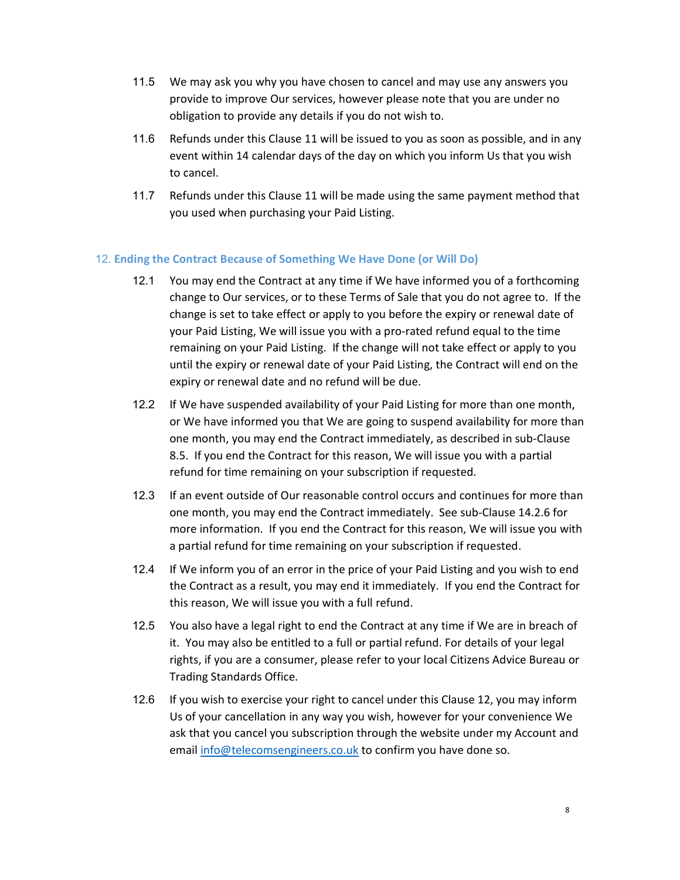11.5 We may ask you why you have chosen to cancel and may use any answers you provide to improve Our services, however please note that you are under no obligation to provide any details if you do not wish to.

11.6 Refunds under this Clause 11 will be issued to you as soon as possible, and in any event within 14 calendar days of the day on which you inform Us that you wish to cancel.

11.7 Refunds under this Clause 11 will be made using the same payment method that you used when purchasing your Paid Listing.

## 12. Ending the Contract Because of Something We Have Done (or Will Do)

12.1 You may end the Contract at any time if We have informed you of a forthcoming change to Our services, or to these Terms of Sale that you do not agree to. If the change is set to take effect or apply to you before the expiry or renewal date of your Paid Listing, We will issue you with a pro-rated refund equal to the time remaining on your Paid Listing. If the change will not take effect or apply to you until the expiry or renewal date of your Paid Listing, the Contract will end on the expiry or renewal date and no refund will be due.

12.2 If We have suspended availability of your Paid Listing for more than one month, or We have informed you that We are going to suspend availability for more than one month, you may end the Contract immediately, as described in sub-Clause 8.5. If you end the Contract for this reason, We will issue you with a partial refund for time remaining on your subscription if requested.

12.3 If an event outside of Our reasonable control occurs and continues for more than one month, you may end the Contract immediately. See sub-Clause 14.2.6 for more information. If you end the Contract for this reason, We will issue you with a partial refund for time remaining on your subscription if requested.

12.4 If We inform you of an error in the price of your Paid Listing and you wish to end the Contract as a result, you may end it immediately. If you end the Contract for this reason, We will issue you with a full refund.

12.5 You also have a legal right to end the Contract at any time if We are in breach of it. You may also be entitled to a full or partial refund. For details of your legal rights, if you are a consumer, please refer to your local Citizens Advice Bureau or Trading Standards Office.

12.6 If you wish to exercise your right to cancel under this Clause 12, you may inform Us of your cancellation in any way you wish, however for your convenience We ask that you cancel you subscription through the website under my Account and email [info@telecomsengineers.co.uk](mailto:info@telecomsengineers.co.uk) to confirm you have done so.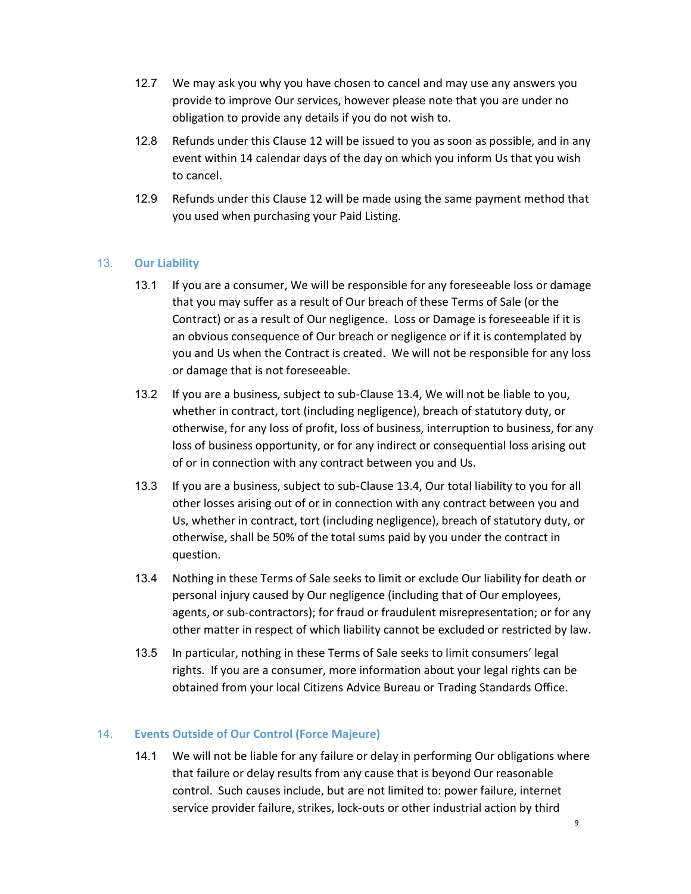12.7 We may ask you why you have chosen to cancel and may use any answers you provide to improve Our services, however please note that you are under no obligation to provide any details if you do not wish to.

12.8 Refunds under this Clause 12 will be issued to you as soon as possible, and in any event within 14 calendar days of the day on which you inform Us that you wish to cancel.

12.9 Refunds under this Clause 12 will be made using the same payment method that you used when purchasing your Paid Listing.

## 13. Our Liability

13.1 If you are a consumer, We will be responsible for any foreseeable loss or damage that you may suffer as a result of Our breach of these Terms of Sale (or the Contract) or as a result of Our negligence. Loss or Damage is foreseeable if it is an obvious consequence of Our breach or negligence or if it is contemplated by you and Us when the Contract is created. We will not be responsible for any loss or damage that is not foreseeable.

13.2 If you are a business, subject to sub-Clause 13.4, We will not be liable to you, whether in contract, tort (including negligence), breach of statutory duty, or otherwise, for any loss of profit, loss of business, interruption to business, for any loss of business opportunity, or for any indirect or consequential loss arising out of or in connection with any contract between you and Us.

13.3 If you are a business, subject to sub-Clause 13.4, Our total liability to you for all other losses arising out of or in connection with any contract between you and Us, whether in contract, tort (including negligence), breach of statutory duty, or otherwise, shall be 50% of the total sums paid by you under the contract in question.

13.4 Nothing in these Terms of Sale seeks to limit or exclude Our liability for death or personal injury caused by Our negligence (including that of Our employees, agents, or sub-contractors); for fraud or fraudulent misrepresentation; or for any other matter in respect of which liability cannot be excluded or restricted by law.

13.5 In particular, nothing in these Terms of Sale seeks to limit consumers' legal rights. If you are a consumer, more information about your legal rights can be obtained from your local Citizens Advice Bureau or Trading Standards Office.

## 14. Events Outside of Our Control (Force Majeure)

14.1 We will not be liable for any failure or delay in performing Our obligations where that failure or delay results from any cause that is beyond Our reasonable control. Such causes include, but are not limited to: power failure, internet service provider failure, strikes, lock-outs or other industrial action by third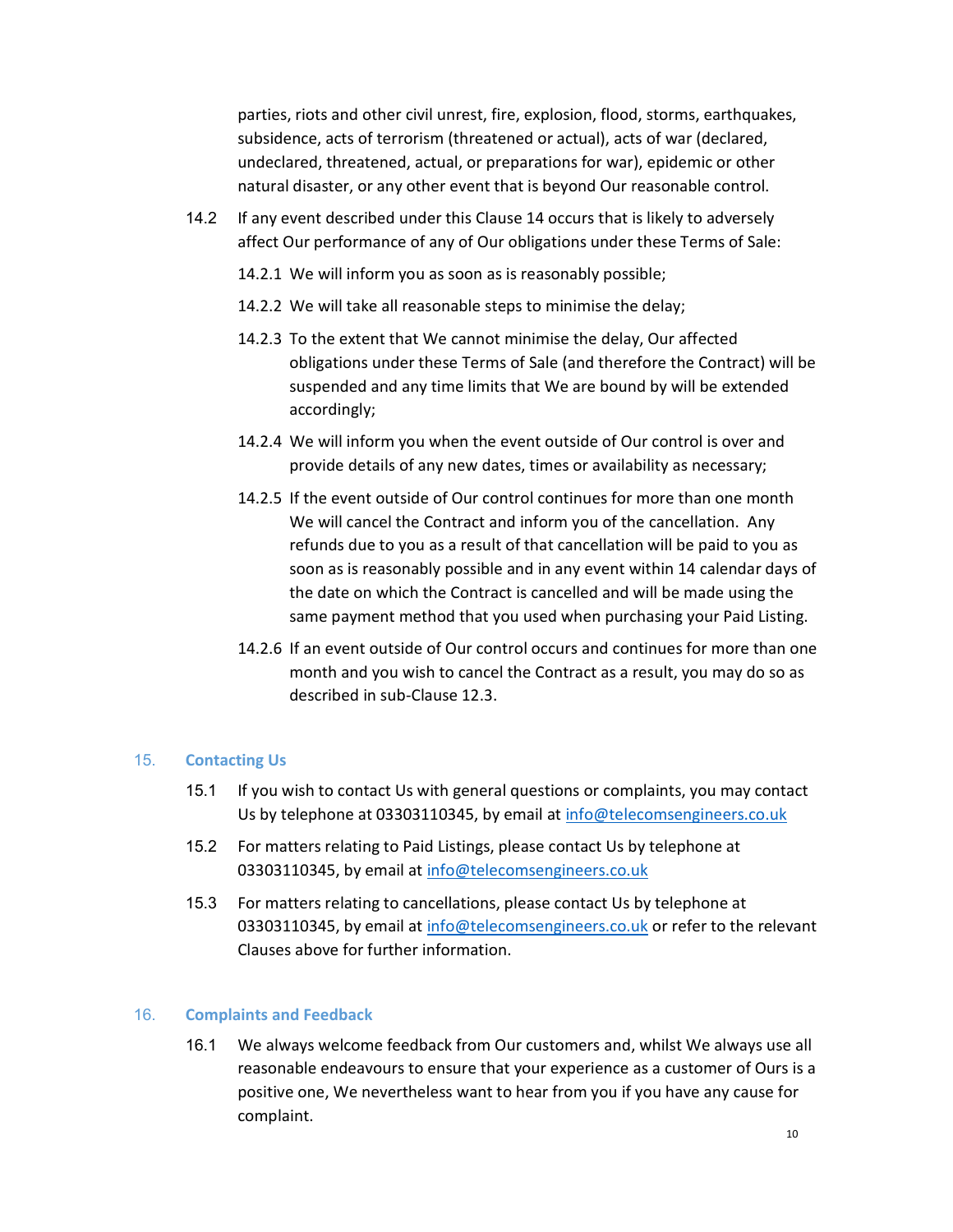parties, riots and other civil unrest, fire, explosion, flood, storms, earthquakes, subsidence, acts of terrorism (threatened or actual), acts of war (declared, undeclared, threatened, actual, or preparations for war), epidemic or other natural disaster, or any other event that is beyond Our reasonable control.

14.2 If any event described under this Clause 14 occurs that is likely to adversely affect Our performance of any of Our obligations under these Terms of Sale:

14.2.1 We will inform you as soon as is reasonably possible;

14.2.2 We will take all reasonable steps to minimise the delay;

14.2.3 To the extent that We cannot minimise the delay, Our affected obligations under these Terms of Sale (and therefore the Contract) will be suspended and any time limits that We are bound by will be extended accordingly;

14.2.4 We will inform you when the event outside of Our control is over and provide details of any new dates, times or availability as necessary;

14.2.5 If the event outside of Our control continues for more than one month We will cancel the Contract and inform you of the cancellation. Any refunds due to you as a result of that cancellation will be paid to you as soon as is reasonably possible and in any event within 14 calendar days of the date on which the Contract is cancelled and will be made using the same payment method that you used when purchasing your Paid Listing.

14.2.6 If an event outside of Our control occurs and continues for more than one month and you wish to cancel the Contract as a result, you may do so as described in sub-Clause 12.3.

## 15. Contacting Us

15.1 If you wish to contact Us with general questions or complaints, you may contact Us by telephone at 03303110345, by email at info@telecomsengineers.co.uk

15.2 For matters relating to Paid Listings, please contact Us by telephone at 03303110345, by email at info@telecomsengineers.co.uk

15.3 For matters relating to cancellations, please contact Us by telephone at 03303110345, by email at info@telecomsengineers.co.uk or refer to the relevant Clauses above for further information.

## 16. Complaints and Feedback

16.1 We always welcome feedback from Our customers and, whilst We always use all reasonable endeavours to ensure that your experience as a customer of Ours is a positive one, We nevertheless want to hear from you if you have any cause for complaint.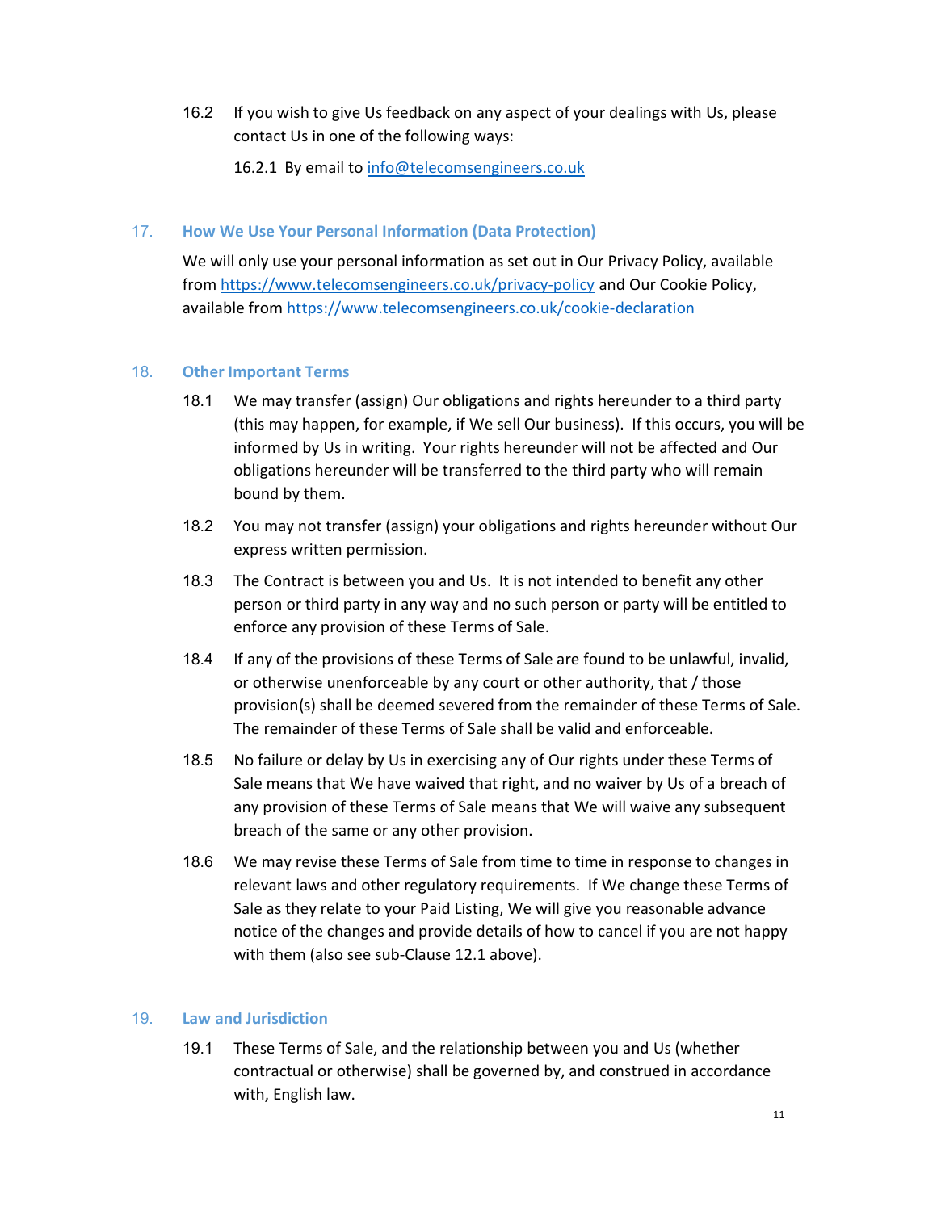16.2 If you wish to give Us feedback on any aspect of your dealings with Us, please contact Us in one of the following ways:

16.2.1 By email to [info@telecomsengineers.co.uk](mailto:info@telecomsengineers.co.uk)

## 17. How We Use Your Personal Information (Data Protection)

We will only use your personal information as set out in Our Privacy Policy, available from [https://www.telecomsengineers.co.uk/privacy-policy](https://www.telecomsengineers.co.uk/privacy-policy) and Our Cookie Policy, available from [https://www.telecomsengineers.co.uk/cookie-declaration](https://www.telecomsengineers.co.uk/cookie-declaration)

## 18. Other Important Terms

18.1 We may transfer (assign) Our obligations and rights hereunder to a third party (this may happen, for example, if We sell Our business). If this occurs, you will be informed by Us in writing. Your rights hereunder will not be affected and Our obligations hereunder will be transferred to the third party who will remain bound by them.

18.2 You may not transfer (assign) your obligations and rights hereunder without Our express written permission.

18.3 The Contract is between you and Us. It is not intended to benefit any other person or third party in any way and no such person or party will be entitled to enforce any provision of these Terms of Sale.

18.4 If any of the provisions of these Terms of Sale are found to be unlawful, invalid, or otherwise unenforceable by any court or other authority, that / those provision(s) shall be deemed severed from the remainder of these Terms of Sale. The remainder of these Terms of Sale shall be valid and enforceable.

18.5 No failure or delay by Us in exercising any of Our rights under these Terms of Sale means that We have waived that right, and no waiver by Us of a breach of any provision of these Terms of Sale means that We will waive any subsequent breach of the same or any other provision.

18.6 We may revise these Terms of Sale from time to time in response to changes in relevant laws and other regulatory requirements. If We change these Terms of Sale as they relate to your Paid Listing, We will give you reasonable advance notice of the changes and provide details of how to cancel if you are not happy with them (also see sub-Clause 12.1 above).

## 19. Law and Jurisdiction

19.1 These Terms of Sale, and the relationship between you and Us (whether contractual or otherwise) shall be governed by, and construed in accordance with, English law.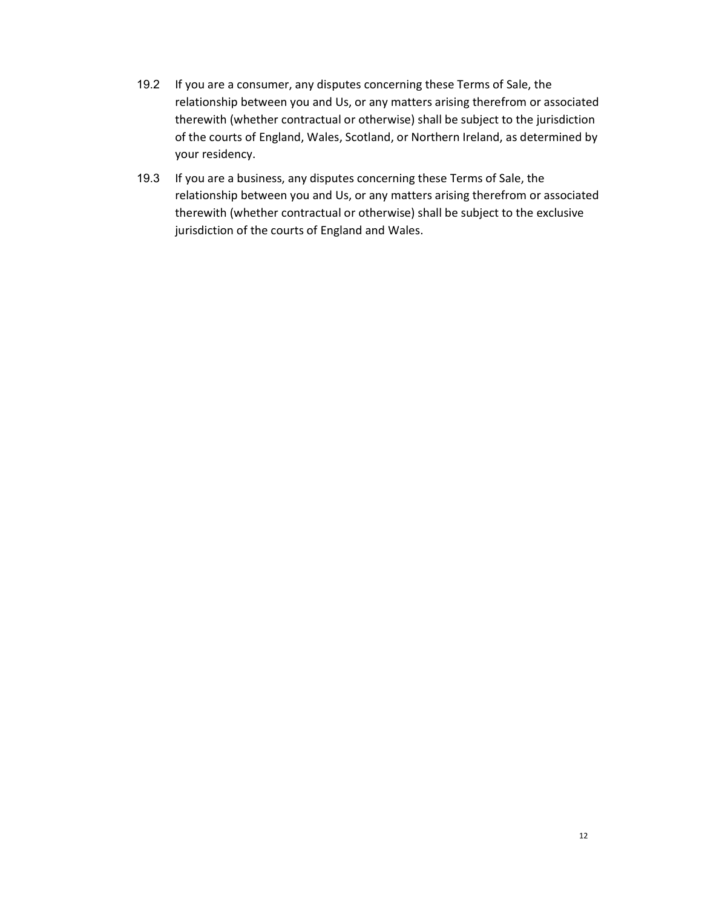19.2 If you are a consumer, any disputes concerning these Terms of Sale, the relationship between you and Us, or any matters arising therefrom or associated therewith (whether contractual or otherwise) shall be subject to the jurisdiction of the courts of England, Wales, Scotland, or Northern Ireland, as determined by your residency.

19.3 If you are a business, any disputes concerning these Terms of Sale, the relationship between you and Us, or any matters arising therefrom or associated therewith (whether contractual or otherwise) shall be subject to the exclusive jurisdiction of the courts of England and Wales.